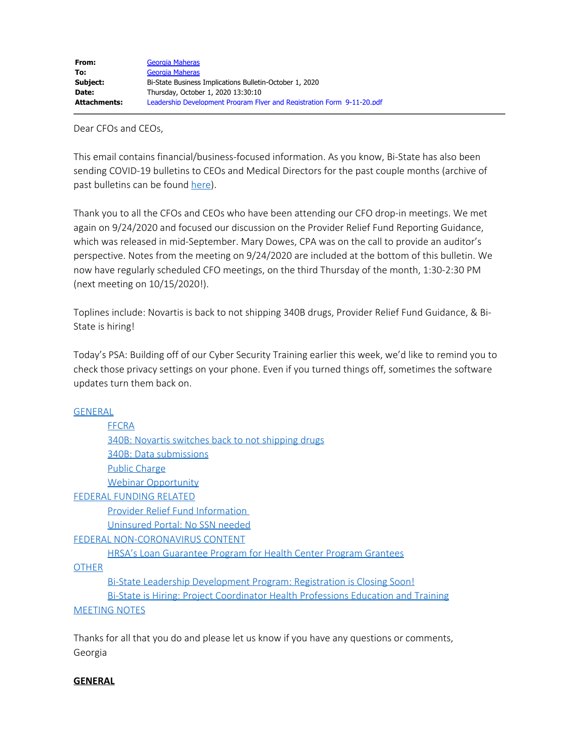| | |
|---|---|
| **From:** | Georgia Maheras |
| **To:** | Georgia Maheras |
| **Subject:** | Bi-State Business Implications Bulletin-October 1, 2020 |
| **Date:** | Thursday, October 1, 2020 13:30:10 |
| **Attachments:** | Leadership Development Program Flyer and Registration Form 9-11-20.pdf |

Dear CFOs and CEOs,

This email contains financial/business-focused information. As you know, Bi-State has also been sending COVID-19 bulletins to CEOs and Medical Directors for the past couple months (archive of past bulletins can be found here).

Thank you to all the CFOs and CEOs who have been attending our CFO drop-in meetings. We met again on 9/24/2020 and focused our discussion on the Provider Relief Fund Reporting Guidance, which was released in mid-September. Mary Dowes, CPA was on the call to provide an auditor's perspective. Notes from the meeting on 9/24/2020 are included at the bottom of this bulletin. We now have regularly scheduled CFO meetings, on the third Thursday of the month, 1:30-2:30 PM (next meeting on 10/15/2020!).

Toplines include: Novartis is back to not shipping 340B drugs, Provider Relief Fund Guidance, & Bi-State is hiring!

Today's PSA: Building off of our Cyber Security Training earlier this week, we'd like to remind you to check those privacy settings on your phone. Even if you turned things off, sometimes the software updates turn them back on.

- GENERAL
  - FFCRA
  - 340B: Novartis switches back to not shipping drugs
  - 340B: Data submissions
  - Public Charge
  - Webinar Opportunity
- FEDERAL FUNDING RELATED
  - Provider Relief Fund Information
  - Uninsured Portal: No SSN needed
- FEDERAL NON-CORONAVIRUS CONTENT
  - HRSA's Loan Guarantee Program for Health Center Program Grantees
- OTHER
  - Bi-State Leadership Development Program: Registration is Closing Soon!
  - Bi-State is Hiring: Project Coordinator Health Professions Education and Training
- MEETING NOTES

Thanks for all that you do and please let us know if you have any questions or comments,
Georgia

## GENERAL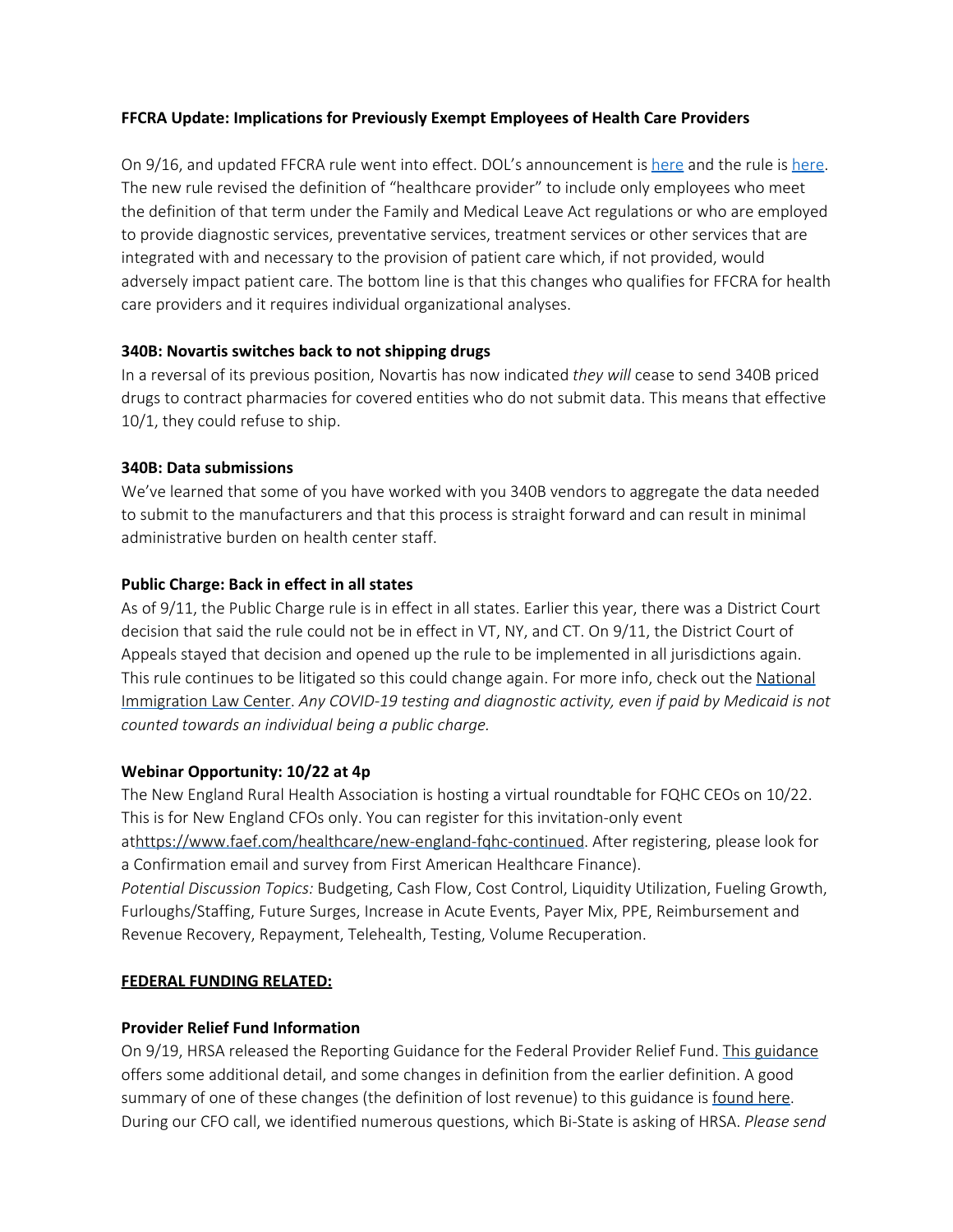**FFCRA Update: Implications for Previously Exempt Employees of Health Care Providers**

On 9/16, and updated FFCRA rule went into effect. DOL's announcement is [here]() and the rule is [here](). The new rule revised the definition of "healthcare provider" to include only employees who meet the definition of that term under the Family and Medical Leave Act regulations or who are employed to provide diagnostic services, preventative services, treatment services or other services that are integrated with and necessary to the provision of patient care which, if not provided, would adversely impact patient care. The bottom line is that this changes who qualifies for FFCRA for health care providers and it requires individual organizational analyses.

**340B: Novartis switches back to not shipping drugs**

In a reversal of its previous position, Novartis has now indicated *they will* cease to send 340B priced drugs to contract pharmacies for covered entities who do not submit data. This means that effective 10/1, they could refuse to ship.

**340B: Data submissions**

We've learned that some of you have worked with you 340B vendors to aggregate the data needed to submit to the manufacturers and that this process is straight forward and can result in minimal administrative burden on health center staff.

**Public Charge: Back in effect in all states**

As of 9/11, the Public Charge rule is in effect in all states. Earlier this year, there was a District Court decision that said the rule could not be in effect in VT, NY, and CT. On 9/11, the District Court of Appeals stayed that decision and opened up the rule to be implemented in all jurisdictions again. This rule continues to be litigated so this could change again. For more info, check out the [National Immigration Law Center](). *Any COVID-19 testing and diagnostic activity, even if paid by Medicaid is not counted towards an individual being a public charge.*

**Webinar Opportunity: 10/22 at 4p**

The New England Rural Health Association is hosting a virtual roundtable for FQHC CEOs on 10/22. This is for New England CFOs only. You can register for this invitation-only event at[https://www.faef.com/healthcare/new-england-fqhc-continued](https://www.faef.com/healthcare/new-england-fqhc-continued). After registering, please look for a Confirmation email and survey from First American Healthcare Finance).

*Potential Discussion Topics:* Budgeting, Cash Flow, Cost Control, Liquidity Utilization, Fueling Growth, Furloughs/Staffing, Future Surges, Increase in Acute Events, Payer Mix, PPE, Reimbursement and Revenue Recovery, Repayment, Telehealth, Testing, Volume Recuperation.

**FEDERAL FUNDING RELATED:**

**Provider Relief Fund Information**

On 9/19, HRSA released the Reporting Guidance for the Federal Provider Relief Fund. [This guidance]() offers some additional detail, and some changes in definition from the earlier definition. A good summary of one of these changes (the definition of lost revenue) to this guidance is [found here](). During our CFO call, we identified numerous questions, which Bi-State is asking of HRSA. *Please send*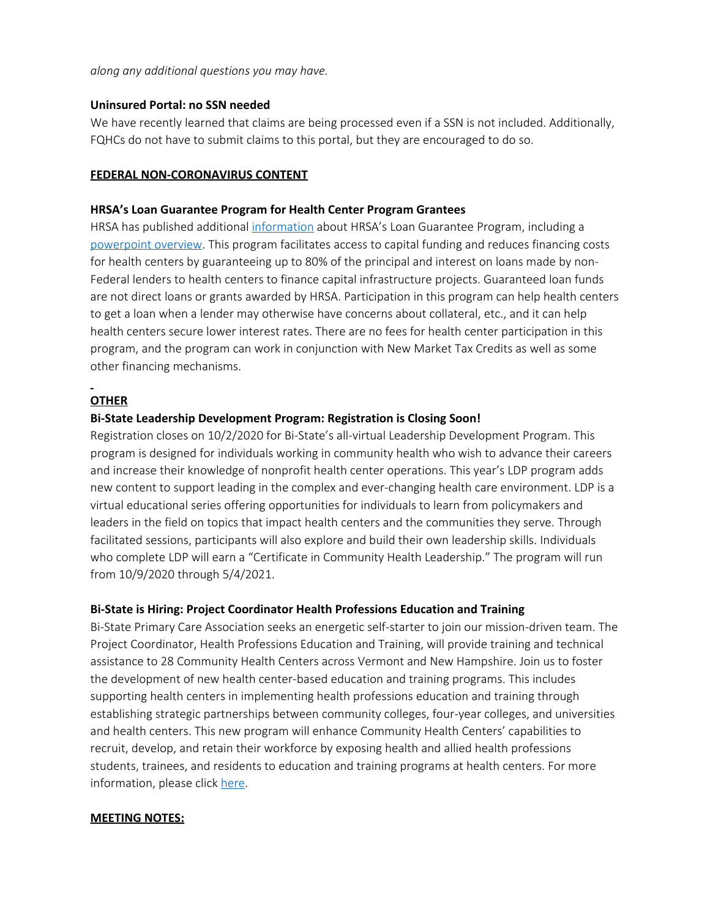*along any additional questions you may have.*

**Uninsured Portal: no SSN needed**

We have recently learned that claims are being processed even if a SSN is not included. Additionally, FQHCs do not have to submit claims to this portal, but they are encouraged to do so.

**FEDERAL NON-CORONAVIRUS CONTENT**

**HRSA's Loan Guarantee Program for Health Center Program Grantees**

HRSA has published additional information about HRSA's Loan Guarantee Program, including a powerpoint overview. This program facilitates access to capital funding and reduces financing costs for health centers by guaranteeing up to 80% of the principal and interest on loans made by non-Federal lenders to health centers to finance capital infrastructure projects. Guaranteed loan funds are not direct loans or grants awarded by HRSA. Participation in this program can help health centers to get a loan when a lender may otherwise have concerns about collateral, etc., and it can help health centers secure lower interest rates. There are no fees for health center participation in this program, and the program can work in conjunction with New Market Tax Credits as well as some other financing mechanisms.

**OTHER**

**Bi-State Leadership Development Program: Registration is Closing Soon!**

Registration closes on 10/2/2020 for Bi-State's all-virtual Leadership Development Program. This program is designed for individuals working in community health who wish to advance their careers and increase their knowledge of nonprofit health center operations. This year's LDP program adds new content to support leading in the complex and ever-changing health care environment. LDP is a virtual educational series offering opportunities for individuals to learn from policymakers and leaders in the field on topics that impact health centers and the communities they serve. Through facilitated sessions, participants will also explore and build their own leadership skills. Individuals who complete LDP will earn a "Certificate in Community Health Leadership." The program will run from 10/9/2020 through 5/4/2021.

**Bi-State is Hiring: Project Coordinator Health Professions Education and Training**

Bi-State Primary Care Association seeks an energetic self-starter to join our mission-driven team. The Project Coordinator, Health Professions Education and Training, will provide training and technical assistance to 28 Community Health Centers across Vermont and New Hampshire. Join us to foster the development of new health center-based education and training programs. This includes supporting health centers in implementing health professions education and training through establishing strategic partnerships between community colleges, four-year colleges, and universities and health centers. This new program will enhance Community Health Centers' capabilities to recruit, develop, and retain their workforce by exposing health and allied health professions students, trainees, and residents to education and training programs at health centers. For more information, please click here.

**MEETING NOTES:**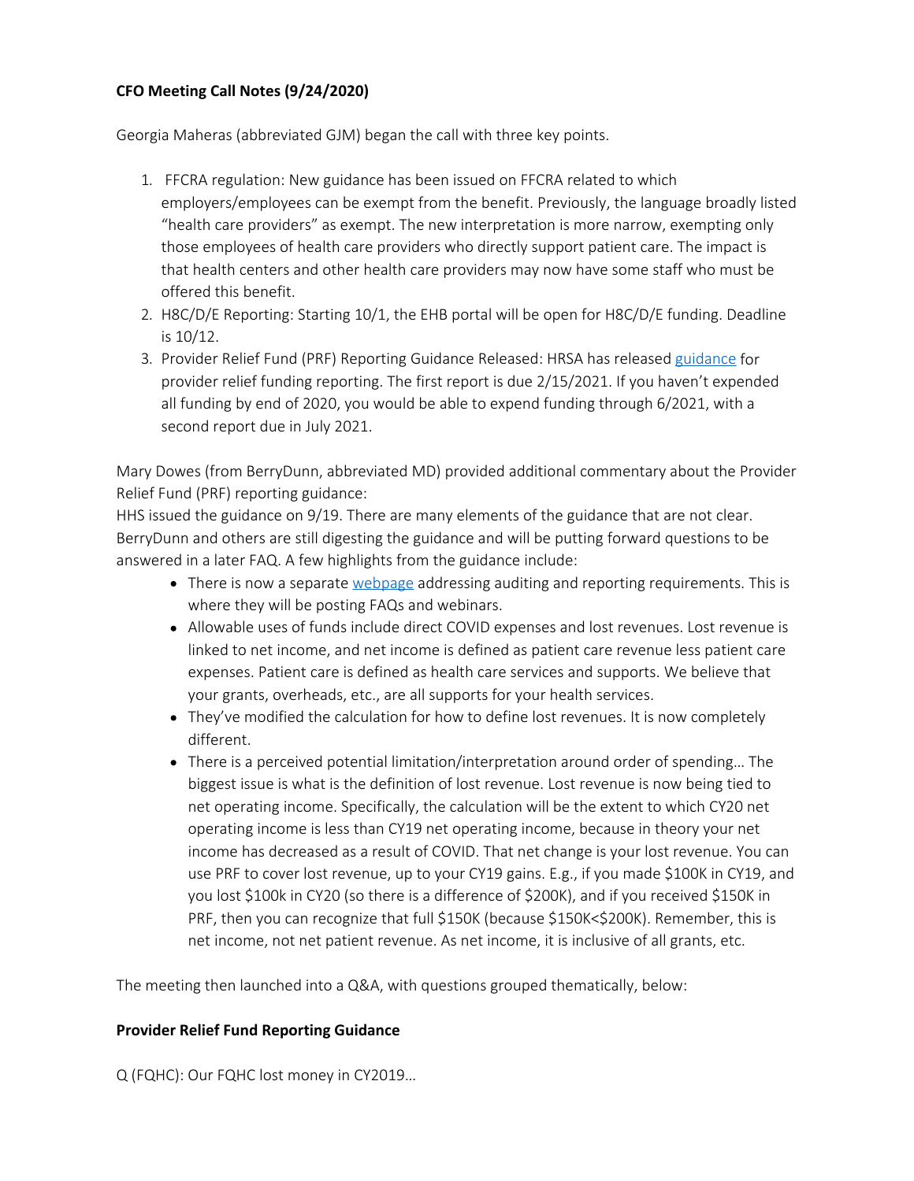**CFO Meeting Call Notes (9/24/2020)**

Georgia Maheras (abbreviated GJM) began the call with three key points.

1. FFCRA regulation: New guidance has been issued on FFCRA related to which employers/employees can be exempt from the benefit. Previously, the language broadly listed "health care providers" as exempt. The new interpretation is more narrow, exempting only those employees of health care providers who directly support patient care. The impact is that health centers and other health care providers may now have some staff who must be offered this benefit.
2. H8C/D/E Reporting: Starting 10/1, the EHB portal will be open for H8C/D/E funding. Deadline is 10/12.
3. Provider Relief Fund (PRF) Reporting Guidance Released: HRSA has released guidance for provider relief funding reporting. The first report is due 2/15/2021. If you haven't expended all funding by end of 2020, you would be able to expend funding through 6/2021, with a second report due in July 2021.

Mary Dowes (from BerryDunn, abbreviated MD) provided additional commentary about the Provider Relief Fund (PRF) reporting guidance:

HHS issued the guidance on 9/19. There are many elements of the guidance that are not clear. BerryDunn and others are still digesting the guidance and will be putting forward questions to be answered in a later FAQ. A few highlights from the guidance include:

- There is now a separate webpage addressing auditing and reporting requirements. This is where they will be posting FAQs and webinars.
- Allowable uses of funds include direct COVID expenses and lost revenues. Lost revenue is linked to net income, and net income is defined as patient care revenue less patient care expenses. Patient care is defined as health care services and supports. We believe that your grants, overheads, etc., are all supports for your health services.
- They've modified the calculation for how to define lost revenues. It is now completely different.
- There is a perceived potential limitation/interpretation around order of spending… The biggest issue is what is the definition of lost revenue. Lost revenue is now being tied to net operating income. Specifically, the calculation will be the extent to which CY20 net operating income is less than CY19 net operating income, because in theory your net income has decreased as a result of COVID. That net change is your lost revenue. You can use PRF to cover lost revenue, up to your CY19 gains. E.g., if you made $100K in CY19, and you lost $100k in CY20 (so there is a difference of $200K), and if you received $150K in PRF, then you can recognize that full $150K (because $150K<$200K). Remember, this is net income, not net patient revenue. As net income, it is inclusive of all grants, etc.

The meeting then launched into a Q&A, with questions grouped thematically, below:

**Provider Relief Fund Reporting Guidance**

Q (FQHC): Our FQHC lost money in CY2019…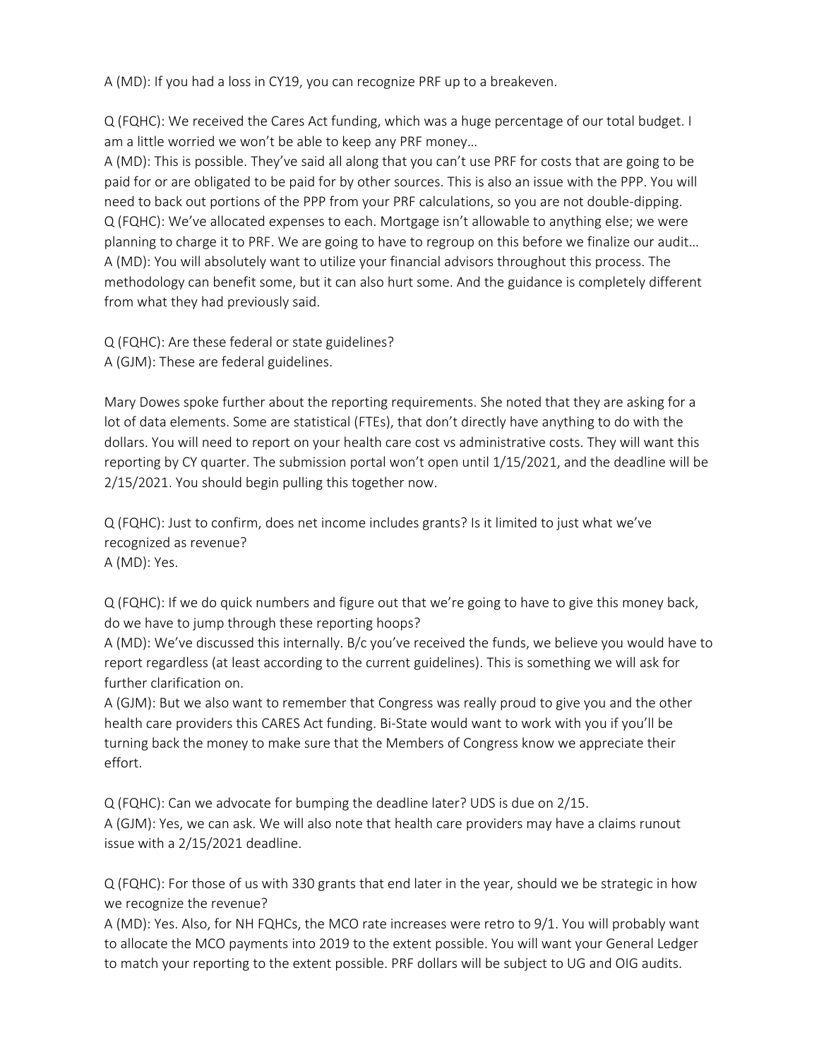A (MD): If you had a loss in CY19, you can recognize PRF up to a breakeven.

Q (FQHC): We received the Cares Act funding, which was a huge percentage of our total budget. I am a little worried we won't be able to keep any PRF money…

A (MD): This is possible. They've said all along that you can't use PRF for costs that are going to be paid for or are obligated to be paid for by other sources. This is also an issue with the PPP. You will need to back out portions of the PPP from your PRF calculations, so you are not double-dipping.

Q (FQHC): We've allocated expenses to each. Mortgage isn't allowable to anything else; we were planning to charge it to PRF. We are going to have to regroup on this before we finalize our audit…

A (MD): You will absolutely want to utilize your financial advisors throughout this process. The methodology can benefit some, but it can also hurt some. And the guidance is completely different from what they had previously said.

Q (FQHC): Are these federal or state guidelines?

A (GJM): These are federal guidelines.

Mary Dowes spoke further about the reporting requirements. She noted that they are asking for a lot of data elements. Some are statistical (FTEs), that don't directly have anything to do with the dollars. You will need to report on your health care cost vs administrative costs. They will want this reporting by CY quarter. The submission portal won't open until 1/15/2021, and the deadline will be 2/15/2021. You should begin pulling this together now.

Q (FQHC): Just to confirm, does net income includes grants? Is it limited to just what we've recognized as revenue?

A (MD): Yes.

Q (FQHC): If we do quick numbers and figure out that we're going to have to give this money back, do we have to jump through these reporting hoops?

A (MD): We've discussed this internally. B/c you've received the funds, we believe you would have to report regardless (at least according to the current guidelines). This is something we will ask for further clarification on.

A (GJM): But we also want to remember that Congress was really proud to give you and the other health care providers this CARES Act funding. Bi-State would want to work with you if you'll be turning back the money to make sure that the Members of Congress know we appreciate their effort.

Q (FQHC): Can we advocate for bumping the deadline later? UDS is due on 2/15.

A (GJM): Yes, we can ask. We will also note that health care providers may have a claims runout issue with a 2/15/2021 deadline.

Q (FQHC): For those of us with 330 grants that end later in the year, should we be strategic in how we recognize the revenue?

A (MD): Yes. Also, for NH FQHCs, the MCO rate increases were retro to 9/1. You will probably want to allocate the MCO payments into 2019 to the extent possible. You will want your General Ledger to match your reporting to the extent possible. PRF dollars will be subject to UG and OIG audits.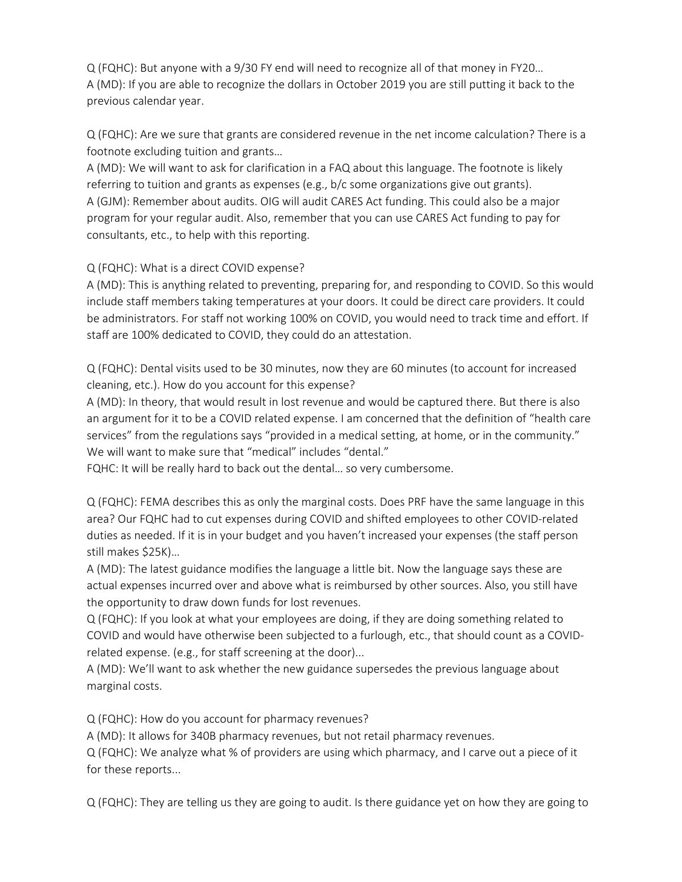Q (FQHC): But anyone with a 9/30 FY end will need to recognize all of that money in FY20…
A (MD): If you are able to recognize the dollars in October 2019 you are still putting it back to the previous calendar year.

Q (FQHC): Are we sure that grants are considered revenue in the net income calculation? There is a footnote excluding tuition and grants…
A (MD): We will want to ask for clarification in a FAQ about this language. The footnote is likely referring to tuition and grants as expenses (e.g., b/c some organizations give out grants).
A (GJM): Remember about audits. OIG will audit CARES Act funding. This could also be a major program for your regular audit. Also, remember that you can use CARES Act funding to pay for consultants, etc., to help with this reporting.

Q (FQHC): What is a direct COVID expense?
A (MD): This is anything related to preventing, preparing for, and responding to COVID. So this would include staff members taking temperatures at your doors. It could be direct care providers. It could be administrators. For staff not working 100% on COVID, you would need to track time and effort. If staff are 100% dedicated to COVID, they could do an attestation.

Q (FQHC): Dental visits used to be 30 minutes, now they are 60 minutes (to account for increased cleaning, etc.). How do you account for this expense?
A (MD): In theory, that would result in lost revenue and would be captured there. But there is also an argument for it to be a COVID related expense. I am concerned that the definition of "health care services" from the regulations says "provided in a medical setting, at home, or in the community." We will want to make sure that "medical" includes "dental."
FQHC: It will be really hard to back out the dental… so very cumbersome.

Q (FQHC): FEMA describes this as only the marginal costs. Does PRF have the same language in this area? Our FQHC had to cut expenses during COVID and shifted employees to other COVID-related duties as needed. If it is in your budget and you haven't increased your expenses (the staff person still makes $25K)…
A (MD): The latest guidance modifies the language a little bit. Now the language says these are actual expenses incurred over and above what is reimbursed by other sources. Also, you still have the opportunity to draw down funds for lost revenues.
Q (FQHC): If you look at what your employees are doing, if they are doing something related to COVID and would have otherwise been subjected to a furlough, etc., that should count as a COVID-related expense. (e.g., for staff screening at the door)...
A (MD): We'll want to ask whether the new guidance supersedes the previous language about marginal costs.

Q (FQHC): How do you account for pharmacy revenues?
A (MD): It allows for 340B pharmacy revenues, but not retail pharmacy revenues.
Q (FQHC): We analyze what % of providers are using which pharmacy, and I carve out a piece of it for these reports...

Q (FQHC): They are telling us they are going to audit. Is there guidance yet on how they are going to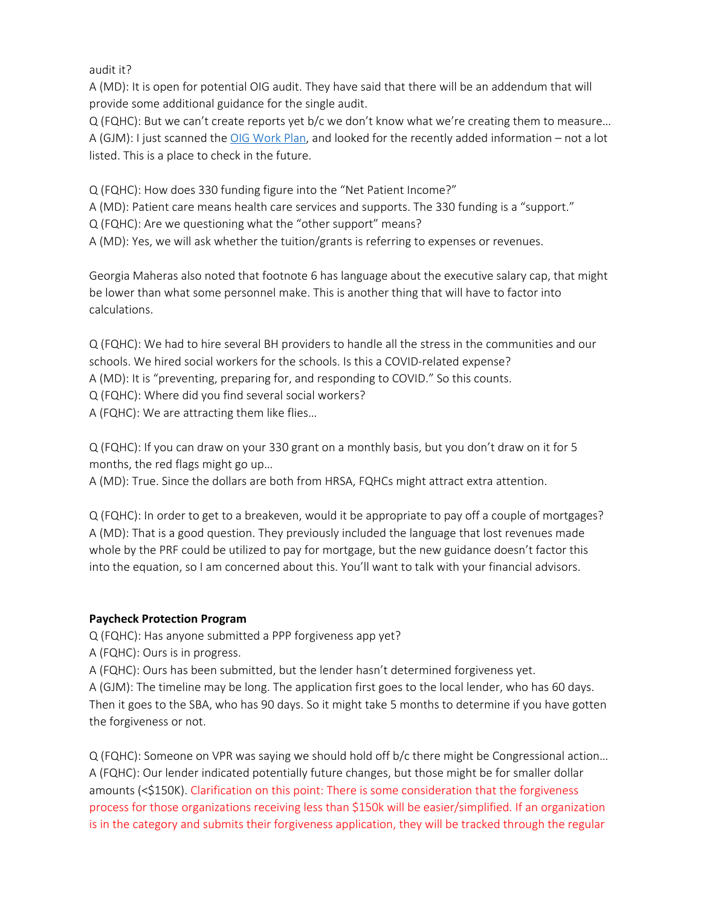audit it?

A (MD): It is open for potential OIG audit. They have said that there will be an addendum that will provide some additional guidance for the single audit.

Q (FQHC): But we can't create reports yet b/c we don't know what we're creating them to measure…

A (GJM): I just scanned the OIG Work Plan, and looked for the recently added information – not a lot listed. This is a place to check in the future.

Q (FQHC): How does 330 funding figure into the "Net Patient Income?"

A (MD): Patient care means health care services and supports. The 330 funding is a "support."

Q (FQHC): Are we questioning what the "other support" means?

A (MD): Yes, we will ask whether the tuition/grants is referring to expenses or revenues.

Georgia Maheras also noted that footnote 6 has language about the executive salary cap, that might be lower than what some personnel make. This is another thing that will have to factor into calculations.

Q (FQHC): We had to hire several BH providers to handle all the stress in the communities and our schools. We hired social workers for the schools. Is this a COVID-related expense?

A (MD): It is "preventing, preparing for, and responding to COVID." So this counts.

Q (FQHC): Where did you find several social workers?

A (FQHC): We are attracting them like flies…

Q (FQHC): If you can draw on your 330 grant on a monthly basis, but you don't draw on it for 5 months, the red flags might go up…

A (MD): True. Since the dollars are both from HRSA, FQHCs might attract extra attention.

Q (FQHC): In order to get to a breakeven, would it be appropriate to pay off a couple of mortgages?

A (MD): That is a good question. They previously included the language that lost revenues made whole by the PRF could be utilized to pay for mortgage, but the new guidance doesn't factor this into the equation, so I am concerned about this. You'll want to talk with your financial advisors.

**Paycheck Protection Program**

Q (FQHC): Has anyone submitted a PPP forgiveness app yet?

A (FQHC): Ours is in progress.

A (FQHC): Ours has been submitted, but the lender hasn't determined forgiveness yet.

A (GJM): The timeline may be long. The application first goes to the local lender, who has 60 days. Then it goes to the SBA, who has 90 days. So it might take 5 months to determine if you have gotten the forgiveness or not.

Q (FQHC): Someone on VPR was saying we should hold off b/c there might be Congressional action…

A (FQHC): Our lender indicated potentially future changes, but those might be for smaller dollar amounts (<$150K). Clarification on this point: There is some consideration that the forgiveness process for those organizations receiving less than $150k will be easier/simplified. If an organization is in the category and submits their forgiveness application, they will be tracked through the regular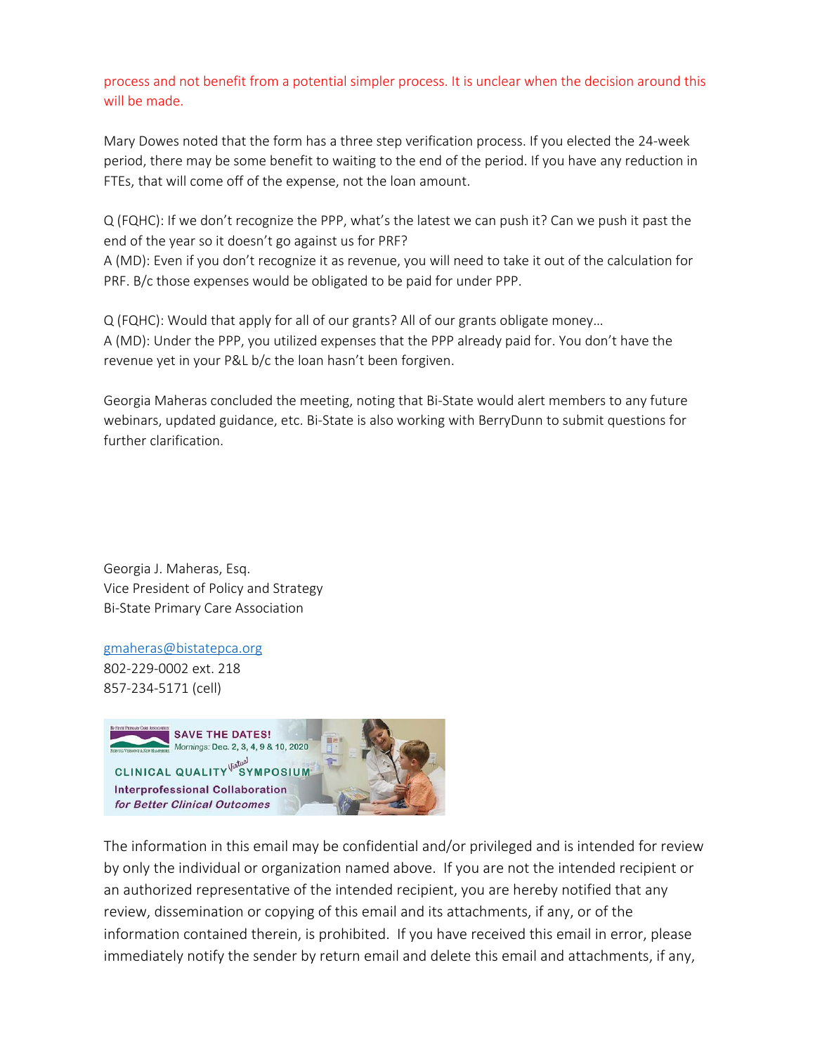process and not benefit from a potential simpler process. It is unclear when the decision around this will be made.

Mary Dowes noted that the form has a three step verification process. If you elected the 24-week period, there may be some benefit to waiting to the end of the period. If you have any reduction in FTEs, that will come off of the expense, not the loan amount.

Q (FQHC): If we don't recognize the PPP, what's the latest we can push it? Can we push it past the end of the year so it doesn't go against us for PRF?
A (MD): Even if you don't recognize it as revenue, you will need to take it out of the calculation for PRF. B/c those expenses would be obligated to be paid for under PPP.

Q (FQHC): Would that apply for all of our grants? All of our grants obligate money…
A (MD): Under the PPP, you utilized expenses that the PPP already paid for. You don't have the revenue yet in your P&L b/c the loan hasn't been forgiven.

Georgia Maheras concluded the meeting, noting that Bi-State would alert members to any future webinars, updated guidance, etc. Bi-State is also working with BerryDunn to submit questions for further clarification.

Georgia J. Maheras, Esq.
Vice President of Policy and Strategy
Bi-State Primary Care Association

gmaheras@bistatepca.org
802-229-0002 ext. 218
857-234-5171 (cell)

SAVE THE DATES!
Mornings: Dec. 2, 3, 4, 9 & 10, 2020
CLINICAL QUALITY Virtual SYMPOSIUM
Interprofessional Collaboration for Better Clinical Outcomes

The information in this email may be confidential and/or privileged and is intended for review by only the individual or organization named above. If you are not the intended recipient or an authorized representative of the intended recipient, you are hereby notified that any review, dissemination or copying of this email and its attachments, if any, or of the information contained therein, is prohibited. If you have received this email in error, please immediately notify the sender by return email and delete this email and attachments, if any,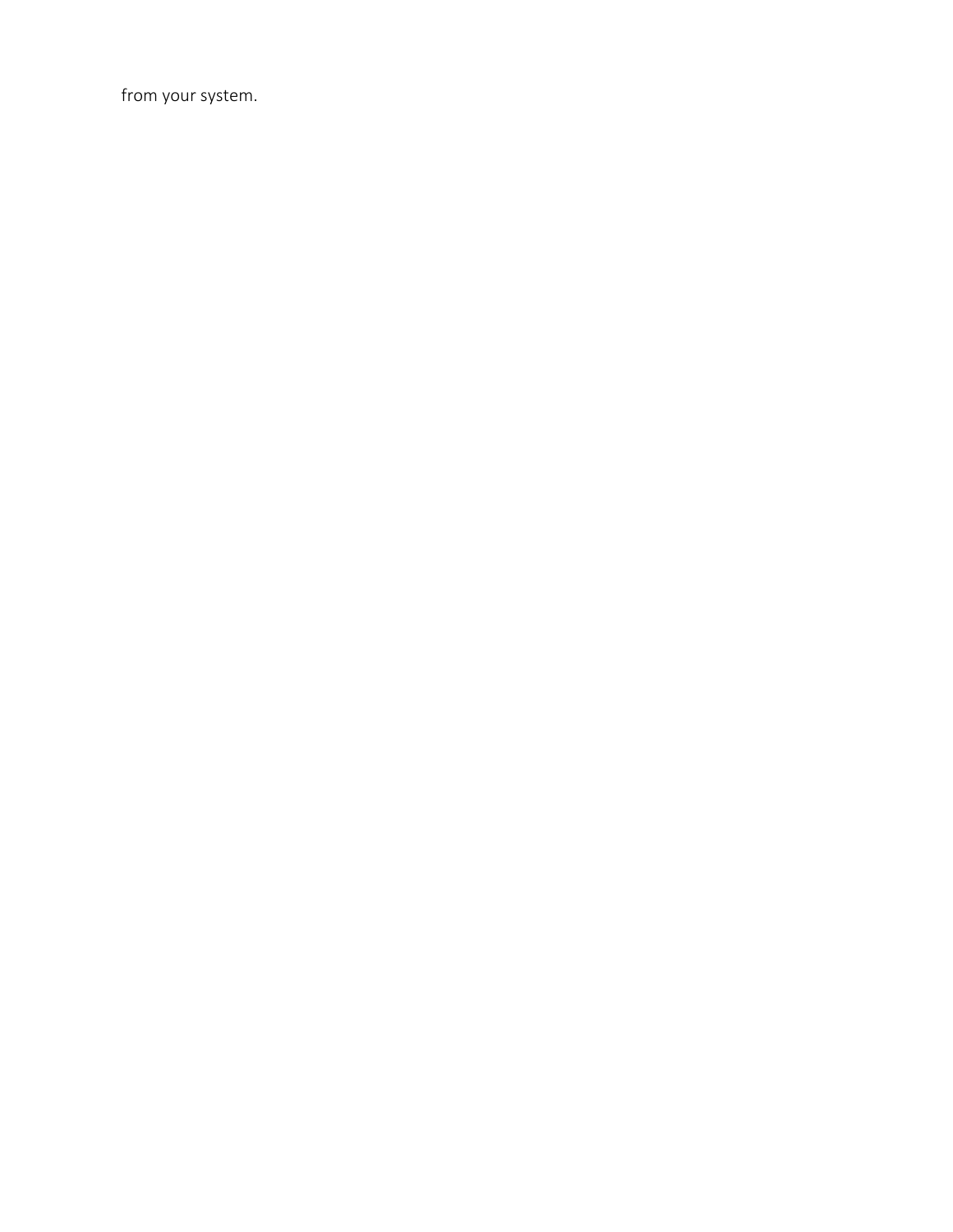from your system.